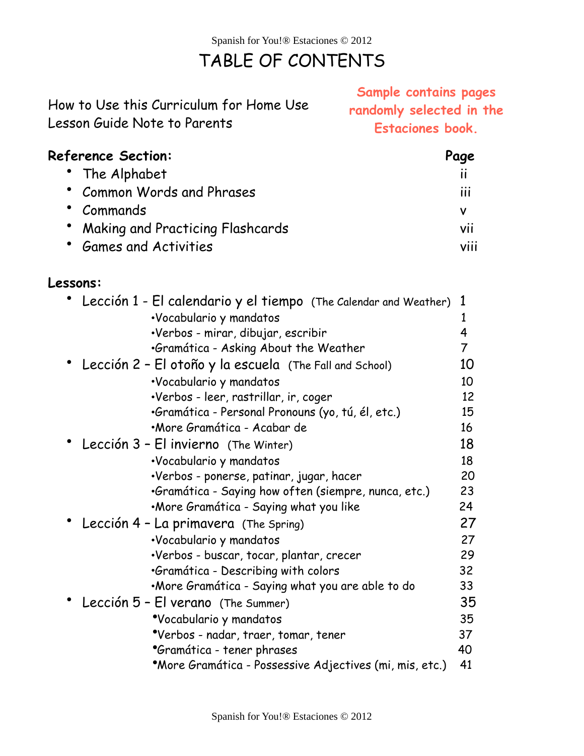# TABLE OF CONTENTS

How to Use this Curriculum for Home Use
Lesson Guide Note to Parents

**Sample contains pages randomly selected in the Estaciones book.**

| **Reference Section:** | **Page** |
|---|---|
| • The Alphabet | ii |
| • Common Words and Phrases | iii |
| • Commands | v |
| • Making and Practicing Flashcards | vii |
| • Games and Activities | viii |

**Lessons:**

| | |
|---|---|
| • Lección 1 - El calendario y el tiempo (The Calendar and Weather) | 1 |
| •Vocabulario y mandatos | 1 |
| •Verbos - mirar, dibujar, escribir | 4 |
| •Gramática - Asking About the Weather | 7 |
| • Lección 2 – El otoño y la escuela (The Fall and School) | 10 |
| •Vocabulario y mandatos | 10 |
| •Verbos - leer, rastrillar, ir, coger | 12 |
| •Gramática - Personal Pronouns (yo, tú, él, etc.) | 15 |
| •More Gramática - Acabar de | 16 |
| • Lección 3 – El invierno (The Winter) | 18 |
| •Vocabulario y mandatos | 18 |
| •Verbos - ponerse, patinar, jugar, hacer | 20 |
| •Gramática - Saying how often (siempre, nunca, etc.) | 23 |
| •More Gramática - Saying what you like | 24 |
| • Lección 4 – La primavera (The Spring) | 27 |
| •Vocabulario y mandatos | 27 |
| •Verbos - buscar, tocar, plantar, crecer | 29 |
| •Gramática - Describing with colors | 32 |
| •More Gramática - Saying what you are able to do | 33 |
| • Lección 5 – El verano (The Summer) | 35 |
| •Vocabulario y mandatos | 35 |
| •Verbos - nadar, traer, tomar, tener | 37 |
| •Gramática - tener phrases | 40 |
| •More Gramática - Possessive Adjectives (mi, mis, etc.) | 41 |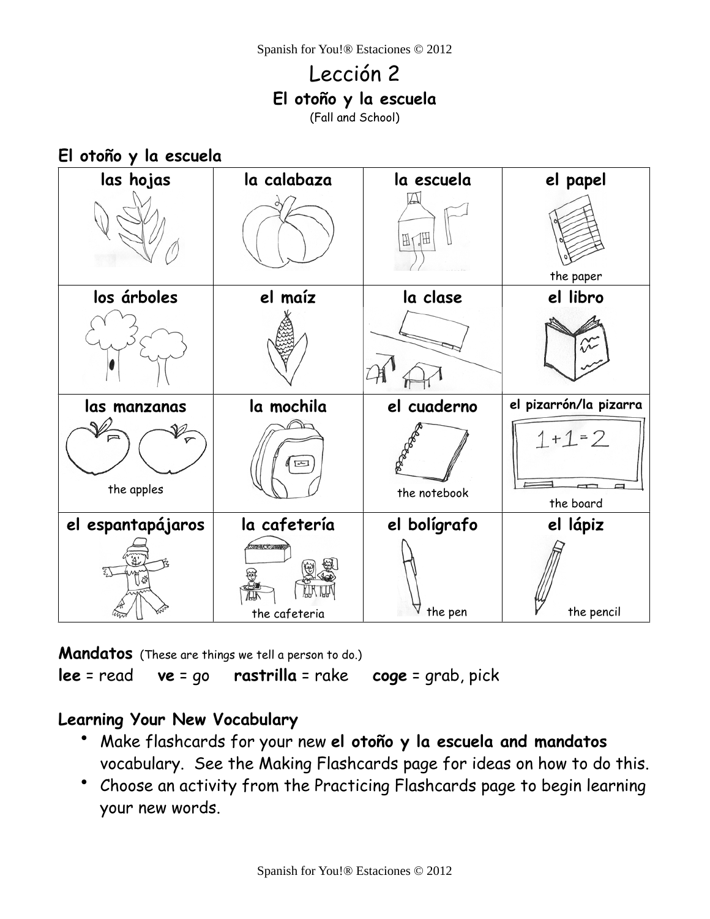# Lección 2

## El otoño y la escuela

(Fall and School)

### El otoño y la escuela

| las hojas | la calabaza | la escuela | el papel |
|---|---|---|---|
| | | | the paper |
| **los árboles** | **el maíz** | **la clase** | **el libro** |
| **las manzanas** | **la mochila** | **el cuaderno** | **el pizarrón/la pizarra** |
| the apples | | the notebook | the board |
| **el espantapájaros** | **la cafetería** | **el bolígrafo** | **el lápiz** |
| | the cafeteria | the pen | the pencil |

**Mandatos** (These are things we tell a person to do.)

**lee** = read **ve** = go **rastrilla** = rake **coge** = grab, pick

### Learning Your New Vocabulary

- Make flashcards for your new **el otoño y la escuela and mandatos** vocabulary. See the Making Flashcards page for ideas on how to do this.
- Choose an activity from the Practicing Flashcards page to begin learning your new words.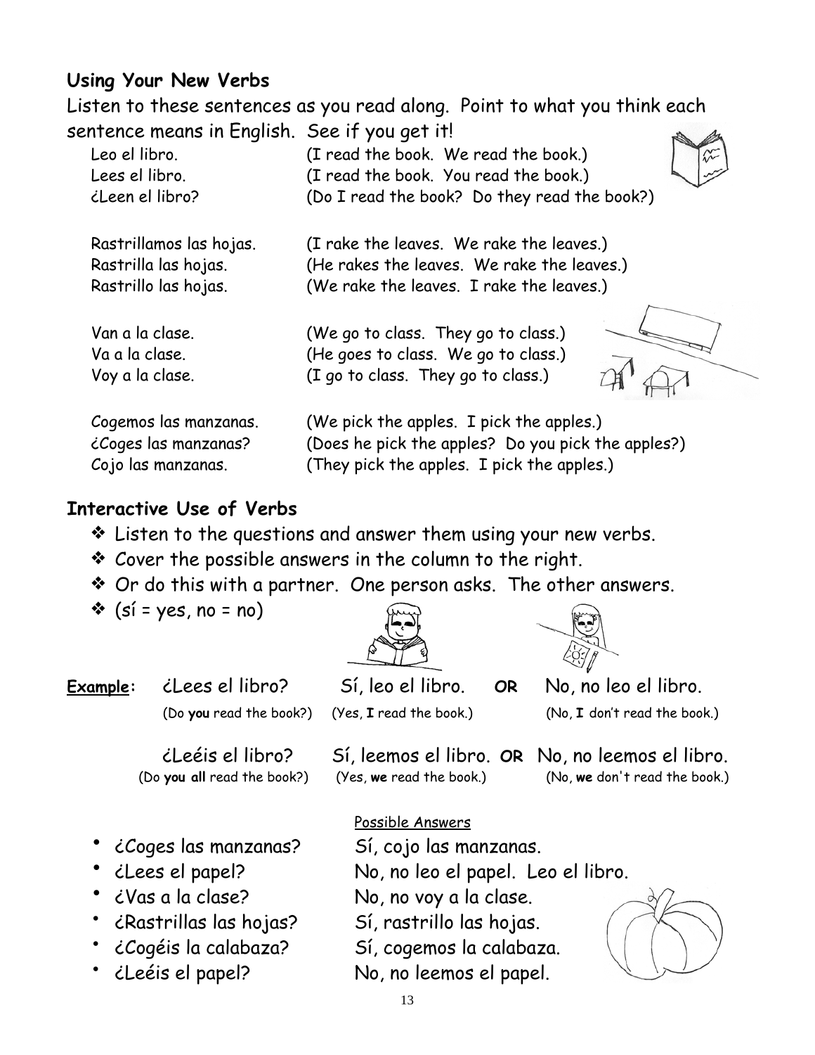## Using Your New Verbs

Listen to these sentences as you read along. Point to what you think each sentence means in English. See if you get it!

| | |
|---|---|
| Leo el libro. | (I read the book. We read the book.) |
| Lees el libro. | (I read the book. You read the book.) |
| ¿Leen el libro? | (Do I read the book? Do they read the book?) |
| | |
| Rastrillamos las hojas. | (I rake the leaves. We rake the leaves.) |
| Rastrilla las hojas. | (He rakes the leaves. We rake the leaves.) |
| Rastrillo las hojas. | (We rake the leaves. I rake the leaves.) |
| | |
| Van a la clase. | (We go to class. They go to class.) |
| Va a la clase. | (He goes to class. We go to class.) |
| Voy a la clase. | (I go to class. They go to class.) |
| | |
| Cogemos las manzanas. | (We pick the apples. I pick the apples.) |
| ¿Coges las manzanas? | (Does he pick the apples? Do you pick the apples?) |
| Cojo las manzanas. | (They pick the apples. I pick the apples.) |

## Interactive Use of Verbs

- Listen to the questions and answer them using your new verbs.
- Cover the possible answers in the column to the right.
- Or do this with a partner. One person asks. The other answers.
- (sí = yes, no = no)

**Example:**

| | | | |
|---|---|---|---|
| ¿Lees el libro? | Sí, leo el libro. | **OR** | No, no leo el libro. |
| (Do **you** read the book?) | (Yes, **I** read the book.) | | (No, **I** don't read the book.) |
| ¿Leéis el libro? | Sí, leemos el libro. | **OR** | No, no leemos el libro. |
| (Do **you all** read the book?) | (Yes, **we** read the book.) | | (No, **we** don't read the book.) |

| | Possible Answers |
|---|---|
| • ¿Coges las manzanas? | Sí, cojo las manzanas. |
| • ¿Lees el papel? | No, no leo el papel. Leo el libro. |
| • ¿Vas a la clase? | No, no voy a la clase. |
| • ¿Rastrillas las hojas? | Sí, rastrillo las hojas. |
| • ¿Cogéis la calabaza? | Sí, cogemos la calabaza. |
| • ¿Leéis el papel? | No, no leemos el papel. |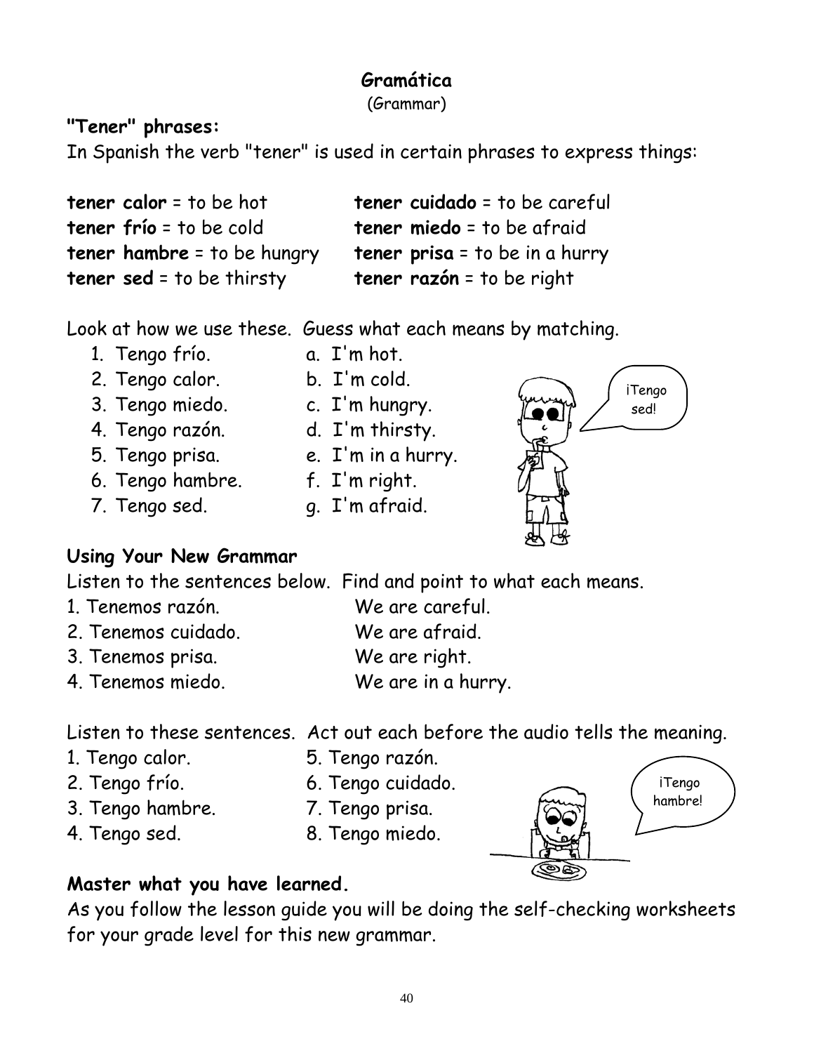# Gramática

(Grammar)

### "Tener" phrases:

In Spanish the verb "tener" is used in certain phrases to express things:

**tener calor** = to be hot
**tener frío** = to be cold
**tener hambre** = to be hungry
**tener sed** = to be thirsty

**tener cuidado** = to be careful
**tener miedo** = to be afraid
**tener prisa** = to be in a hurry
**tener razón** = to be right

Look at how we use these. Guess what each means by matching.

1. Tengo frío.
2. Tengo calor.
3. Tengo miedo.
4. Tengo razón.
5. Tengo prisa.
6. Tengo hambre.
7. Tengo sed.

a. I'm hot.
b. I'm cold.
c. I'm hungry.
d. I'm thirsty.
e. I'm in a hurry.
f. I'm right.
g. I'm afraid.

¡Tengo sed!

### Using Your New Grammar

Listen to the sentences below. Find and point to what each means.

1. Tenemos razón.
2. Tenemos cuidado.
3. Tenemos prisa.
4. Tenemos miedo.

We are careful.
We are afraid.
We are right.
We are in a hurry.

Listen to these sentences. Act out each before the audio tells the meaning.

1. Tengo calor.
2. Tengo frío.
3. Tengo hambre.
4. Tengo sed.
5. Tengo razón.
6. Tengo cuidado.
7. Tengo prisa.
8. Tengo miedo.

¡Tengo hambre!

### Master what you have learned.

As you follow the lesson guide you will be doing the self-checking worksheets for your grade level for this new grammar.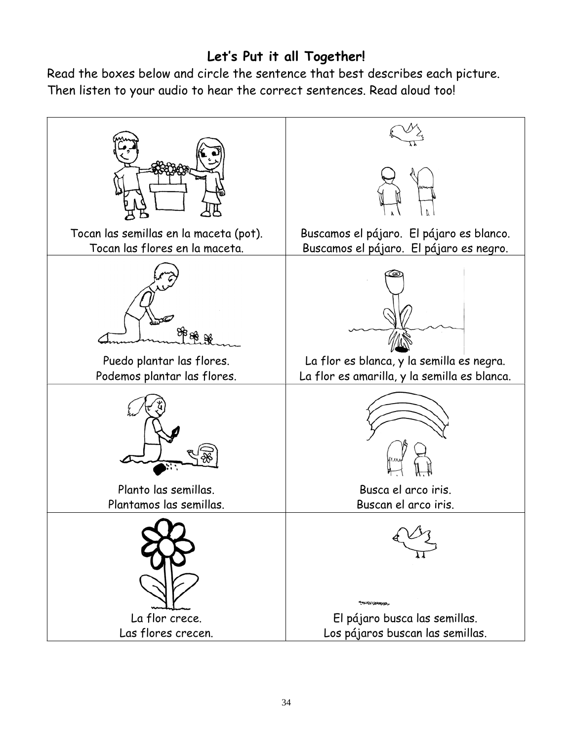## Let's Put it all Together!

Read the boxes below and circle the sentence that best describes each picture. Then listen to your audio to hear the correct sentences. Read aloud too!

| | |
|---|---|
| Tocan las semillas en la maceta (pot).<br>Tocan las flores en la maceta. | Buscamos el pájaro. El pájaro es blanco.<br>Buscamos el pájaro. El pájaro es negro. |
| Puedo plantar las flores.<br>Podemos plantar las flores. | La flor es blanca, y la semilla es negra.<br>La flor es amarilla, y la semilla es blanca. |
| Planto las semillas.<br>Plantamos las semillas. | Busca el arco iris.<br>Buscan el arco iris. |
| La flor crece.<br>Las flores crecen. | El pájaro busca las semillas.<br>Los pájaros buscan las semillas. |